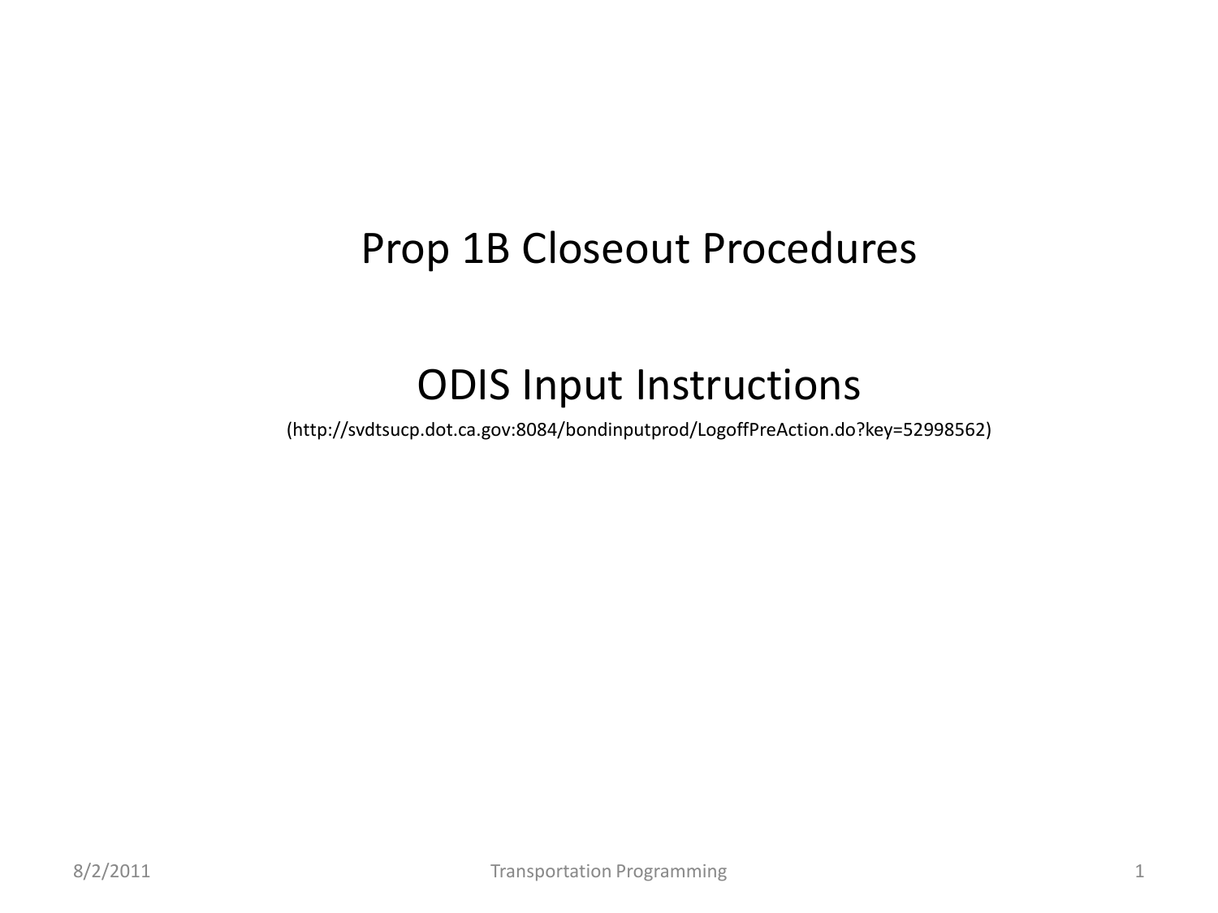# Prop 1B Closeout Procedures

## ODIS Input Instructions

(http://svdtsucp.dot.ca.gov:8084/bondinputprod/LogoffPreAction.do?key=52998562)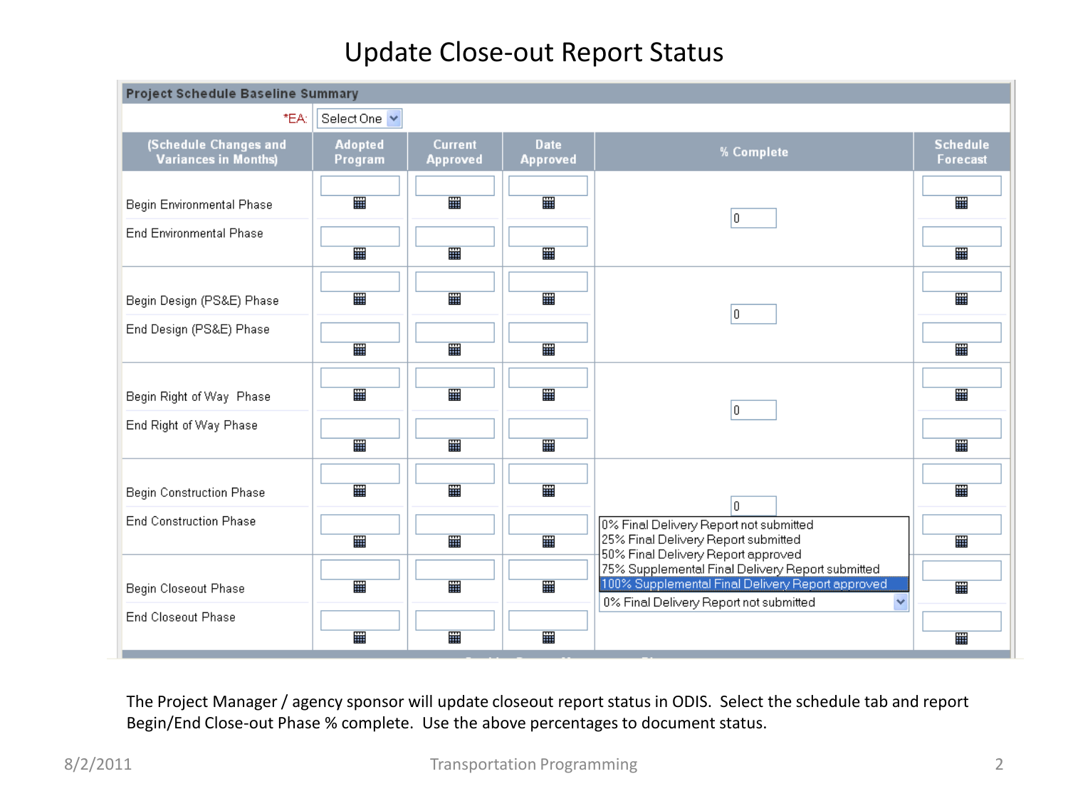# Update Close-out Report Status

| Project Schedule Baseline Summary | | | | | |
|---|---|---|---|---|---|
| *EA: Select One | | | | | |
| (Schedule Changes and Variances in Months) | Adopted Program | Current Approved | Date Approved | % Complete | Schedule Forecast |
| Begin Environmental Phase | | | | 0 | |
| End Environmental Phase | | | | | |
| Begin Design (PS&E) Phase | | | | 0 | |
| End Design (PS&E) Phase | | | | | |
| Begin Right of Way Phase | | | | 0 | |
| End Right of Way Phase | | | | | |
| Begin Construction Phase | | | | 0 | |
| End Construction Phase | | | | | |
| Begin Closeout Phase | | | | 0% Final Delivery Report not submitted | |
| End Closeout Phase | | | | | |

Dropdown options for Closeout Phase % Complete:

- 0% Final Delivery Report not submitted
- 25% Final Delivery Report submitted
- 50% Final Delivery Report approved
- 75% Supplemental Final Delivery Report submitted
- 100% Supplemental Final Delivery Report approved

The Project Manager / agency sponsor will update closeout report status in ODIS. Select the schedule tab and report Begin/End Close-out Phase % complete. Use the above percentages to document status.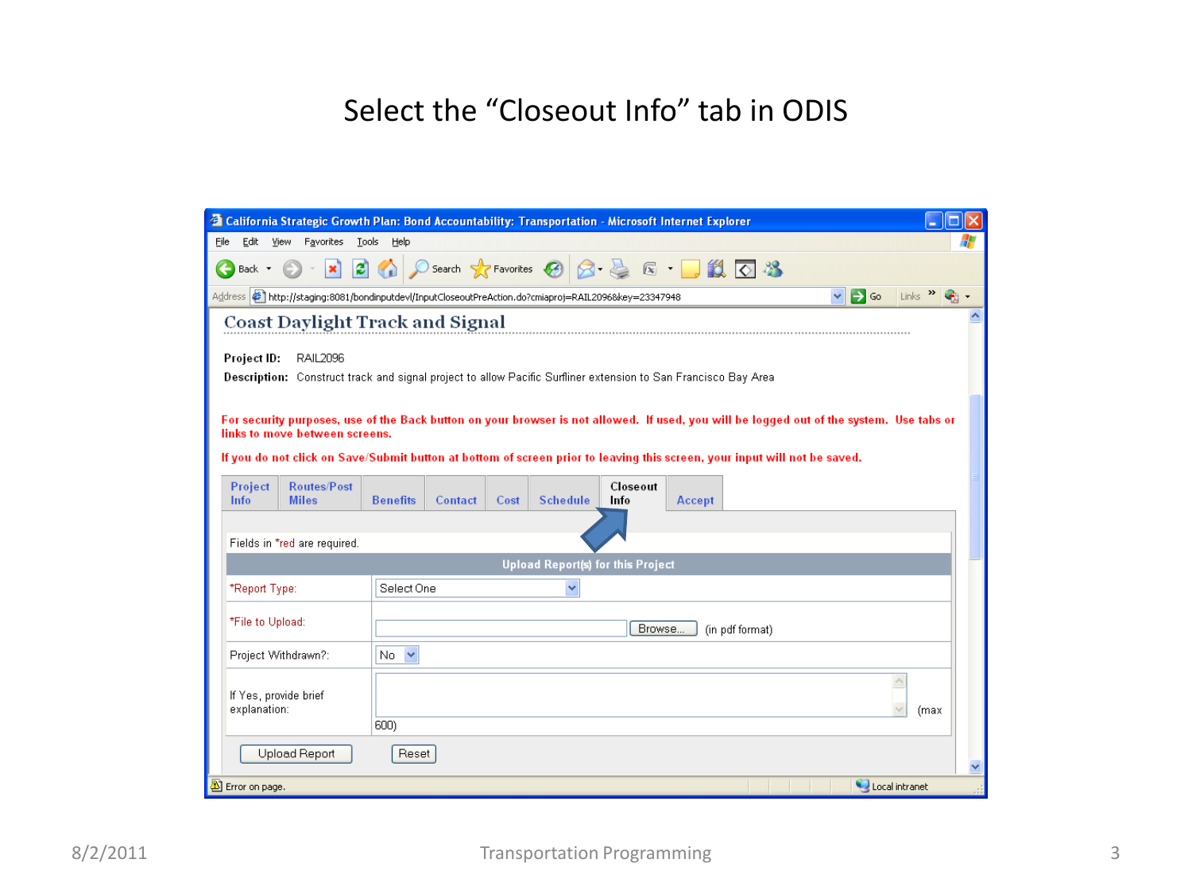# Select the "Closeout Info" tab in ODIS

California Strategic Growth Plan: Bond Accountability: Transportation - Microsoft Internet Explorer

File Edit View Favorites Tools Help

Address http://staging:8081/bondinputdevl/InputCloseoutPreAction.do?cmiaproj=RAIL2096&key=23347948

## Coast Daylight Track and Signal

**Project ID:** RAIL2096

**Description:** Construct track and signal project to allow Pacific Surfliner extension to San Francisco Bay Area

For security purposes, use of the Back button on your browser is not allowed. If used, you will be logged out of the system. Use tabs or links to move between screens.

If you do not click on Save/Submit button at bottom of screen prior to leaving this screen, your input will not be saved.

Project Info | Routes/Post Miles | Benefits | Contact | Cost | Schedule | Closeout Info | Accept

Fields in *red are required.

| Upload Report(s) for this Project | |
|---|---|
| *Report Type: | Select One |
| *File to Upload: | Browse... (in pdf format) |
| Project Withdrawn?: | No |
| If Yes, provide brief explanation: | (max 600) |

Upload Report | Reset

Error on page. | Local intranet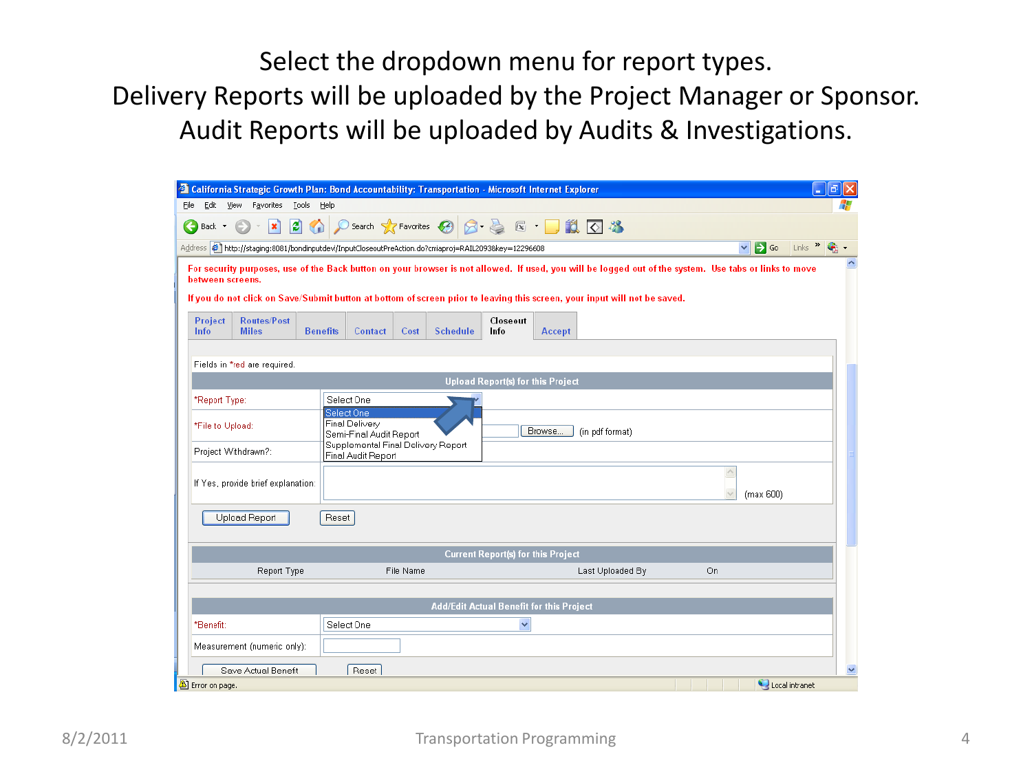Select the dropdown menu for report types.
Delivery Reports will be uploaded by the Project Manager or Sponsor.
Audit Reports will be uploaded by Audits & Investigations.

California Strategic Growth Plan: Bond Accountability: Transportation - Microsoft Internet Explorer

For security purposes, use of the Back button on your browser is not allowed. If used, you will be logged out of the system. Use tabs or links to move between screens.

If you do not click on Save/Submit button at bottom of screen prior to leaving this screen, your input will not be saved.

Project Info | Routes/Post Miles | Benefits | Contact | Cost | Schedule | Closeout Info | Accept

Fields in *red are required.

**Upload Report(s) for this Project**

*Report Type: Select One
- Select One
- Final Delivery
- Semi-Final Audit Report
- Supplemental Final Delivery Report
- Final Audit Report

*File to Upload: Browse... (in pdf format)

Project Withdrawn?:

If Yes, provide brief explanation: (max 600)

Upload Report | Reset

**Current Report(s) for this Project**

| Report Type | File Name | Last Uploaded By | On |
|---|---|---|---|

**Add/Edit Actual Benefit for this Project**

*Benefit: Select One

Measurement (numeric only):

Save Actual Benefit | Reset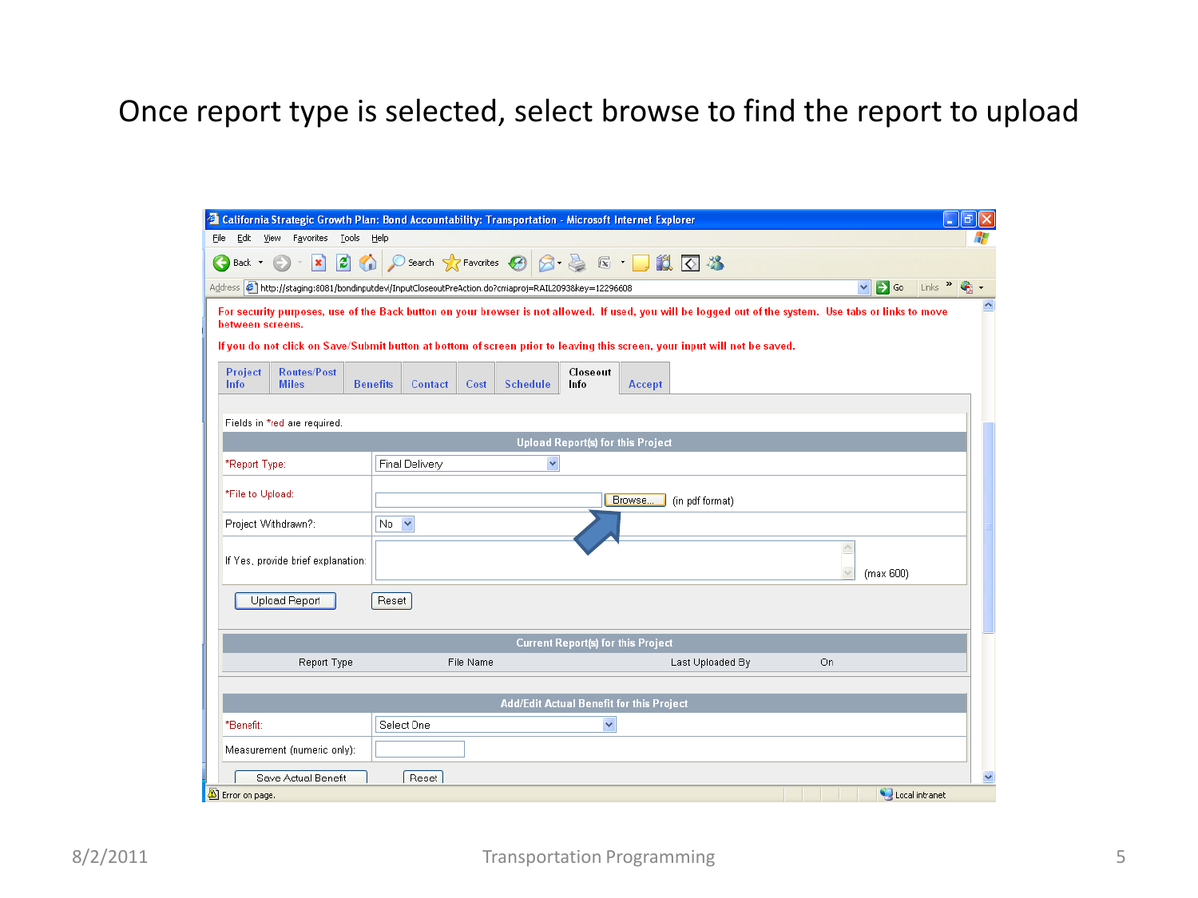# Once report type is selected, select browse to find the report to upload

**California Strategic Growth Plan: Bond Accountability: Transportation - Microsoft Internet Explorer**

Address: http://staging:8081/bondinputdev/InputCloseoutPreAction.do?cmiaproj=RAIL2093&key=12296608

For security purposes, use of the Back button on your browser is not allowed. If used, you will be logged out of the system. Use tabs or links to move between screens.

If you do not click on Save/Submit button at bottom of screen prior to leaving this screen, your input will not be saved.

Project Info | Routes/Post Miles | Benefits | Contact | Cost | Schedule | Closeout Info | Accept

Fields in *red are required.

**Upload Report(s) for this Project**

| | |
|---|---|
| *Report Type: | Final Delivery |
| *File to Upload: | [Browse...] (in pdf format) |
| Project Withdrawn?: | No |
| If Yes, provide brief explanation: | (max 600) |

[Upload Report] [Reset]

**Current Report(s) for this Project**

| Report Type | File Name | Last Uploaded By | On |
|---|---|---|---|

**Add/Edit Actual Benefit for this Project**

| | |
|---|---|
| *Benefit: | Select One |
| Measurement (numeric only): | |

[Save Actual Benefit] [Reset]

Error on page. | Local intranet

8/2/2011 Transportation Programming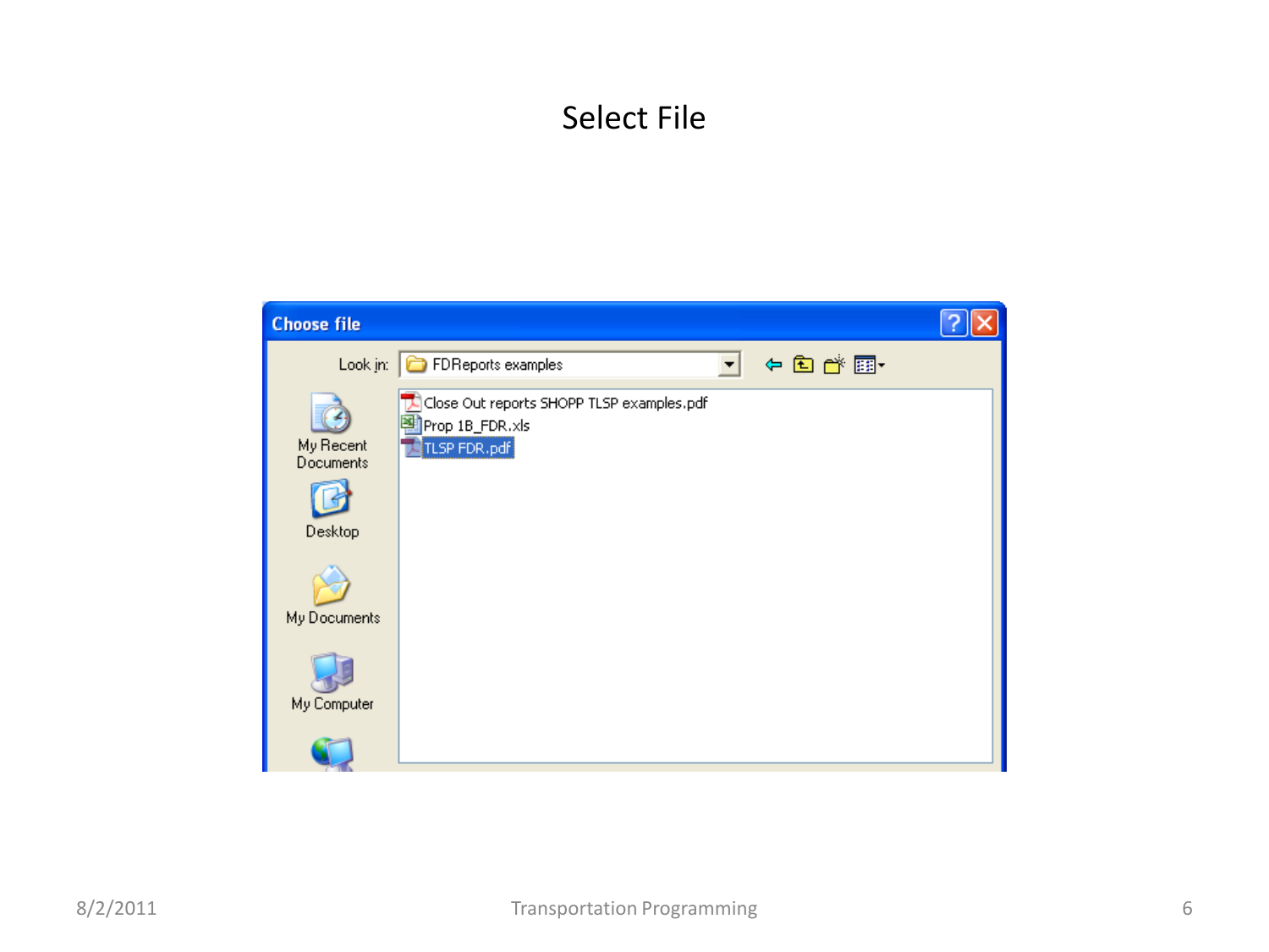# Select File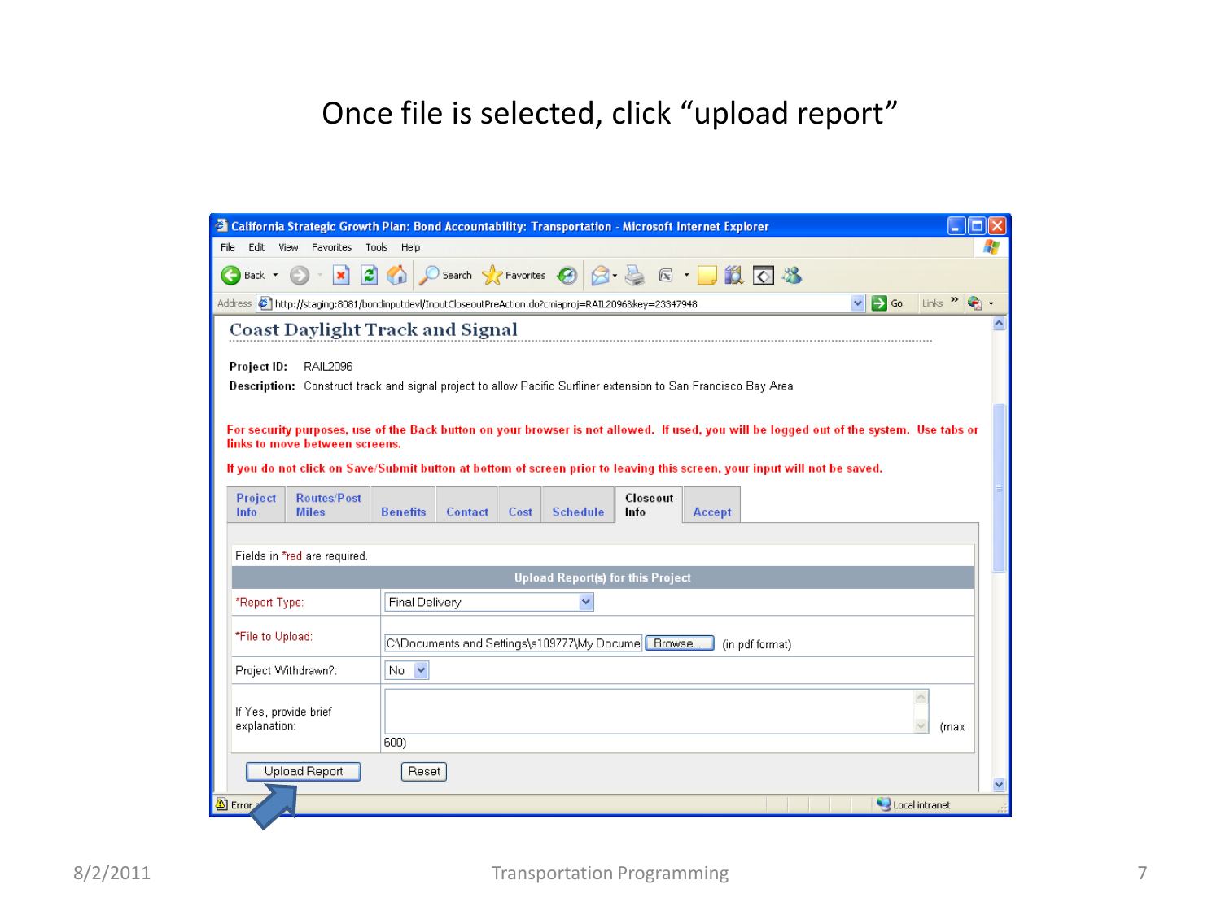# Once file is selected, click "upload report"

California Strategic Growth Plan: Bond Accountability: Transportation - Microsoft Internet Explorer

File Edit View Favorites Tools Help

Address http://staging:8081/bondinputdevl/InputCloseoutPreAction.do?cmiaproj=RAIL2096&key=23347948

## Coast Daylight Track and Signal

**Project ID:** RAIL2096

**Description:** Construct track and signal project to allow Pacific Surfliner extension to San Francisco Bay Area

**For security purposes, use of the Back button on your browser is not allowed. If used, you will be logged out of the system. Use tabs or links to move between screens.**

**If you do not click on Save/Submit button at bottom of screen prior to leaving this screen, your input will not be saved.**

Project Info | Routes/Post Miles | Benefits | Contact | Cost | Schedule | Closeout Info | Accept

Fields in *red are required.

| Upload Report(s) for this Project | |
|---|---|
| *Report Type: | Final Delivery |
| *File to Upload: | C:\Documents and Settings\s109777\My Docume [Browse...] (in pdf format) |
| Project Withdrawn?: | No |
| If Yes, provide brief explanation: | (max 600) |

[Upload Report] [Reset]

Error | Local intranet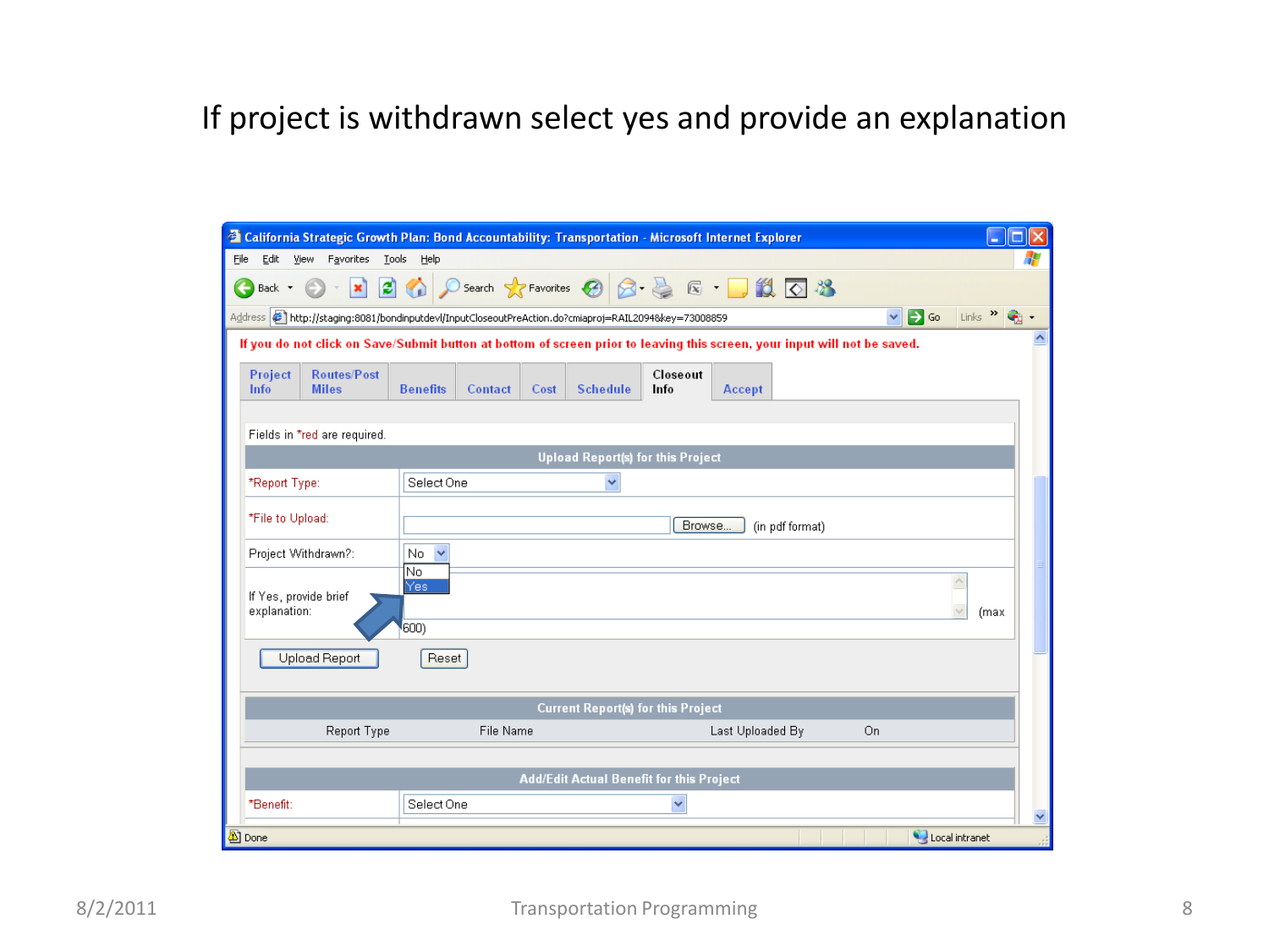# If project is withdrawn select yes and provide an explanation

California Strategic Growth Plan: Bond Accountability: Transportation - Microsoft Internet Explorer

File Edit View Favorites Tools Help

Back Search Favorites

Address http://staging:8081/bondinputdevl/InputCloseoutPreAction.do?cmiaproj=RAIL2094&key=73008859 Go Links

If you do not click on Save/Submit button at bottom of screen prior to leaving this screen, your input will not be saved.

Project Info | Routes/Post Miles | Benefits | Contact | Cost | Schedule | Closeout Info | Accept

Fields in *red are required.

**Upload Report(s) for this Project**

| | |
|---|---|
| *Report Type: | Select One |
| *File to Upload: | Browse... (in pdf format) |
| Project Withdrawn?: | No (No / Yes) |
| If Yes, provide brief explanation: | (max 600) |

Upload Report | Reset

**Current Report(s) for this Project**

| Report Type | File Name | Last Uploaded By | On |
|---|---|---|---|

**Add/Edit Actual Benefit for this Project**

| | |
|---|---|
| *Benefit: | Select One |

Done | Local intranet

8/2/2011 Transportation Programming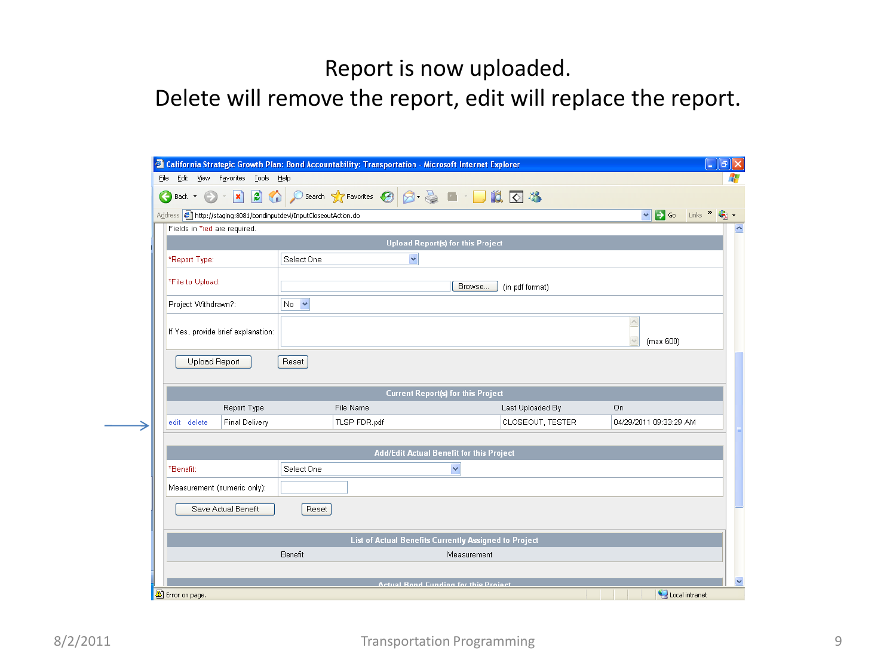# Report is now uploaded.

# Delete will remove the report, edit will replace the report.

California Strategic Growth Plan: Bond Accountability: Transportation - Microsoft Internet Explorer

Address: http://staging:8081/bondinputdev/InputCloseoutAction.do

Fields in *red are required.

**Upload Report(s) for this Project**

| | |
|---|---|
| *Report Type: | Select One |
| *File to Upload: | Browse... (in pdf format) |
| Project Withdrawn?: | No |
| If Yes, provide brief explanation: | (max 600) |

Upload Report | Reset

**Current Report(s) for this Project**

| | Report Type | File Name | Last Uploaded By | On |
|---|---|---|---|---|
| edit delete | Final Delivery | TLSP FDR.pdf | CLOSEOUT, TESTER | 04/29/2011 09:33:29 AM |

**Add/Edit Actual Benefit for this Project**

| | |
|---|---|
| *Benefit: | Select One |
| Measurement (numeric only): | |

Save Actual Benefit | Reset

**List of Actual Benefits Currently Assigned to Project**

| Benefit | Measurement |
|---|---|

**Actual Bond Funding for this Project**

Error on page. Local intranet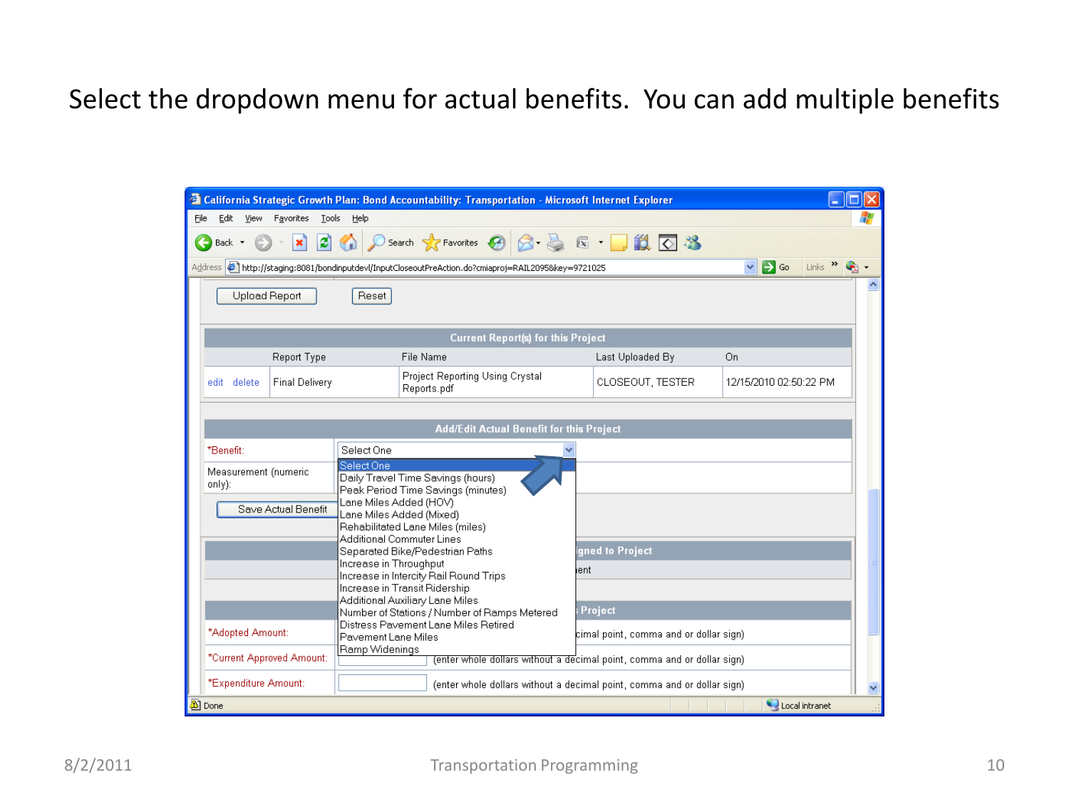# Select the dropdown menu for actual benefits. You can add multiple benefits

California Strategic Growth Plan: Bond Accountability: Transportation - Microsoft Internet Explorer

Address: http://staging:8081/bondinputdevl/InputCloseoutPreAction.do?cmiaproj=RAIL2095&key=9721025

Upload Report | Reset

**Current Report(s) for this Project**

| | Report Type | File Name | Last Uploaded By | On |
|---|---|---|---|---|
| edit delete | Final Delivery | Project Reporting Using Crystal Reports.pdf | CLOSEOUT, TESTER | 12/15/2010 02:50:22 PM |

**Add/Edit Actual Benefit for this Project**

*Benefit: Select One

Measurement (numeric only):

Save Actual Benefit

- Select One
- Daily Travel Time Savings (hours)
- Peak Period Time Savings (minutes)
- Lane Miles Added (HOV)
- Lane Miles Added (Mixed)
- Rehabilitated Lane Miles (miles)
- Additional Commuter Lines
- Separated Bike/Pedestrian Paths
- Increase in Throughput
- Increase in Intercity Rail Round Trips
- Increase in Transit Ridership
- Additional Auxiliary Lane Miles
- Number of Stations / Number of Ramps Metered
- Distress Pavement Lane Miles Retired
- Pavement Lane Miles
- Ramp Widenings

*Adopted Amount: (enter whole dollars without a decimal point, comma and or dollar sign)

*Current Approved Amount: (enter whole dollars without a decimal point, comma and or dollar sign)

*Expenditure Amount: (enter whole dollars without a decimal point, comma and or dollar sign)

8/2/2011 Transportation Programming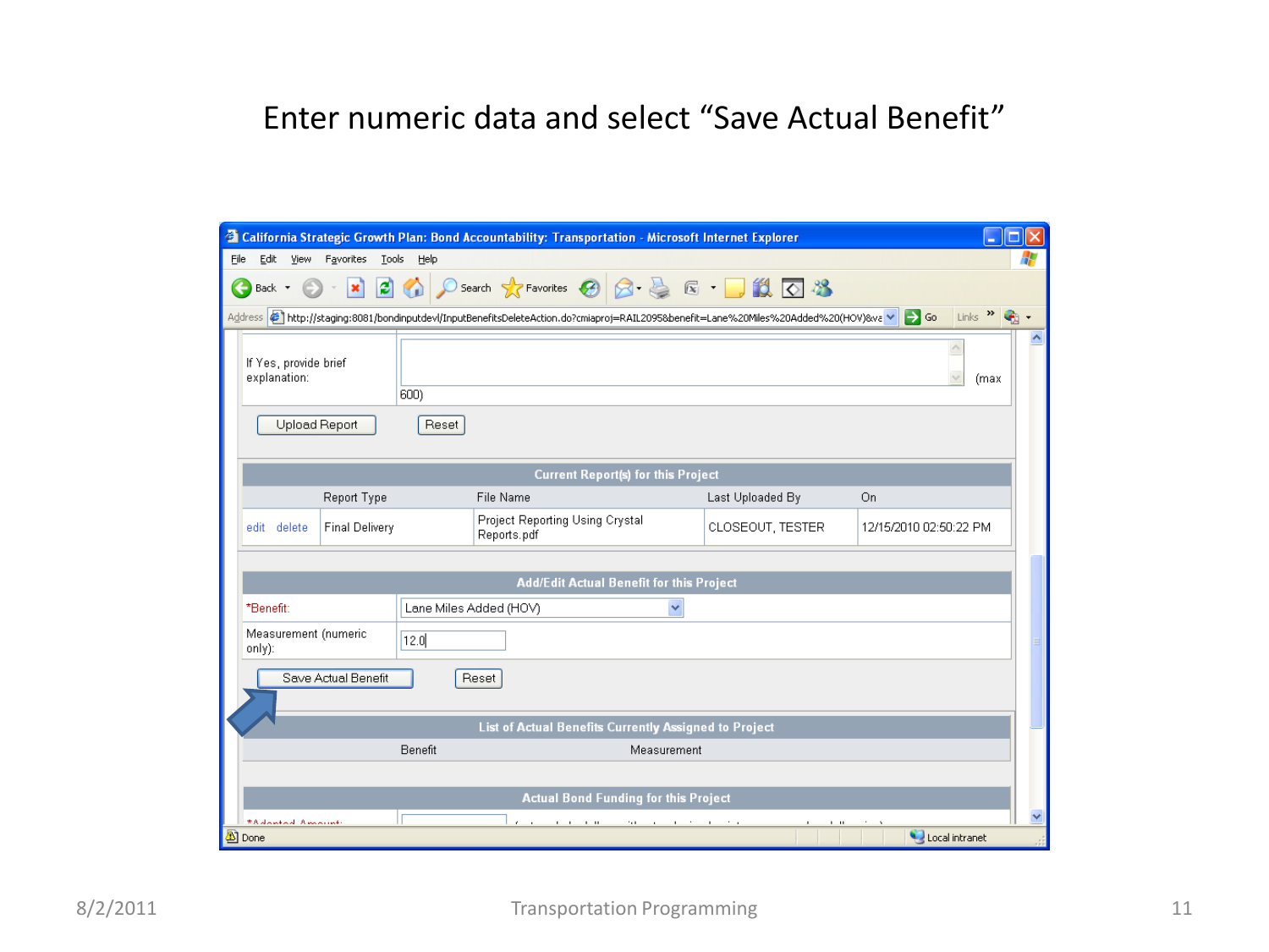# Enter numeric data and select "Save Actual Benefit"

California Strategic Growth Plan: Bond Accountability: Transportation - Microsoft Internet Explorer

File Edit View Favorites Tools Help

Address http://staging:8081/bondinputdevl/InputBenefitsDeleteAction.do?cmiaproj=RAIL2095&benefit=Lane%20Miles%20Added%20(HOV)&va

If Yes, provide brief explanation: (max 600)

Upload Report | Reset

| Current Report(s) for this Project | | | | |
|---|---|---|---|---|
| | Report Type | File Name | Last Uploaded By | On |
| edit delete | Final Delivery | Project Reporting Using Crystal Reports.pdf | CLOSEOUT, TESTER | 12/15/2010 02:50:22 PM |

| Add/Edit Actual Benefit for this Project | |
|---|---|
| *Benefit: | Lane Miles Added (HOV) |
| Measurement (numeric only): | 12.0 |

Save Actual Benefit | Reset

| List of Actual Benefits Currently Assigned to Project | |
|---|---|
| Benefit | Measurement |

Actual Bond Funding for this Project

*Adopted Amount:

Done | Local intranet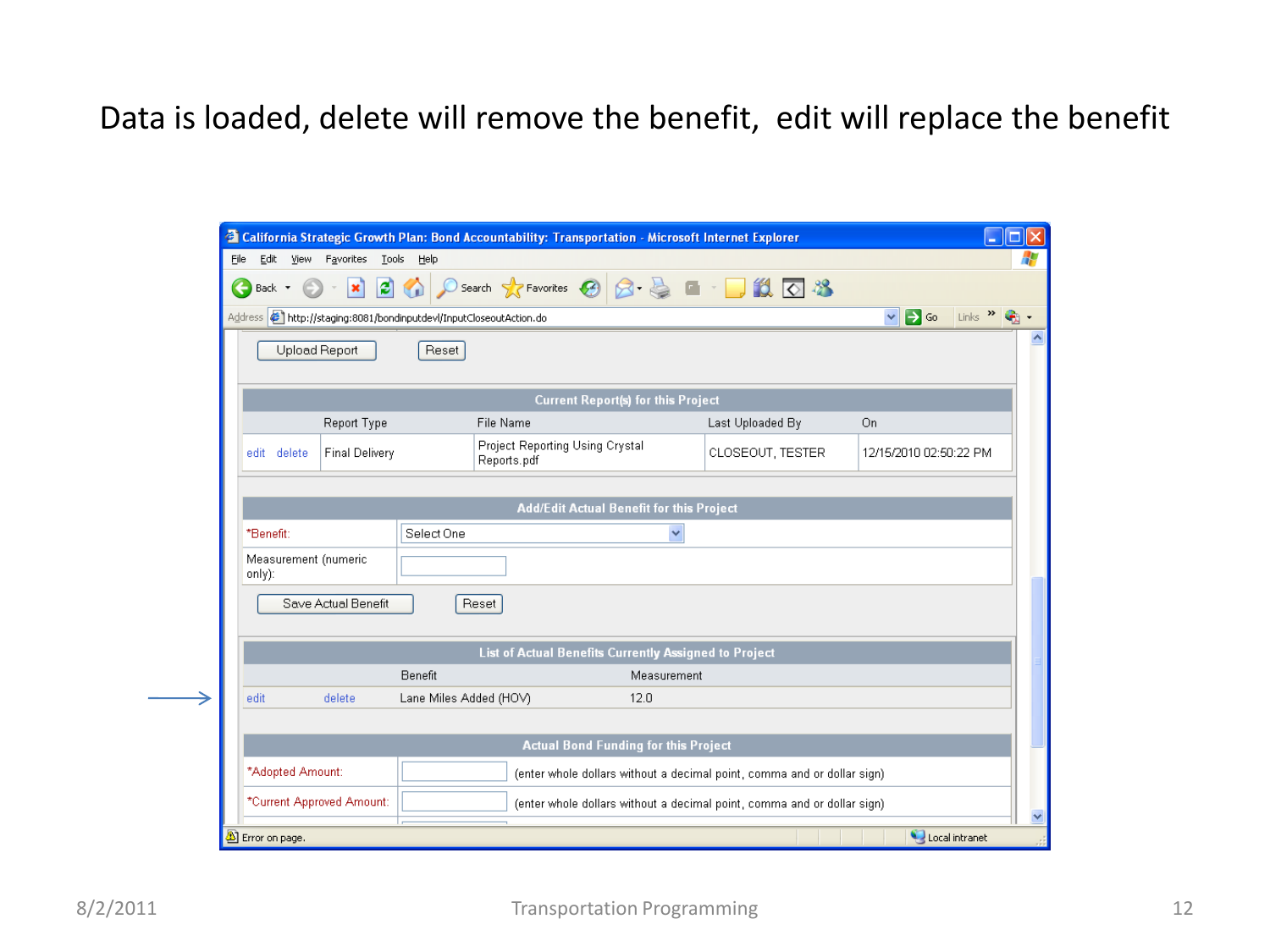# Data is loaded, delete will remove the benefit, edit will replace the benefit

California Strategic Growth Plan: Bond Accountability: Transportation - Microsoft Internet Explorer

File Edit View Favorites Tools Help

Address http://staging:8081/bondinputdevl/InputCloseoutAction.do

Upload Report | Reset

**Current Report(s) for this Project**

| | Report Type | File Name | Last Uploaded By | On |
|---|---|---|---|---|
| edit delete | Final Delivery | Project Reporting Using Crystal Reports.pdf | CLOSEOUT, TESTER | 12/15/2010 02:50:22 PM |

**Add/Edit Actual Benefit for this Project**

| | |
|---|---|
| *Benefit: | Select One |
| Measurement (numeric only): | |

Save Actual Benefit | Reset

**List of Actual Benefits Currently Assigned to Project**

| | | Benefit | Measurement |
|---|---|---|---|
| edit | delete | Lane Miles Added (HOV) | 12.0 |

**Actual Bond Funding for this Project**

| | |
|---|---|
| *Adopted Amount: | (enter whole dollars without a decimal point, comma and or dollar sign) |
| *Current Approved Amount: | (enter whole dollars without a decimal point, comma and or dollar sign) |

Error on page. Local intranet

8/2/2011 Transportation Programming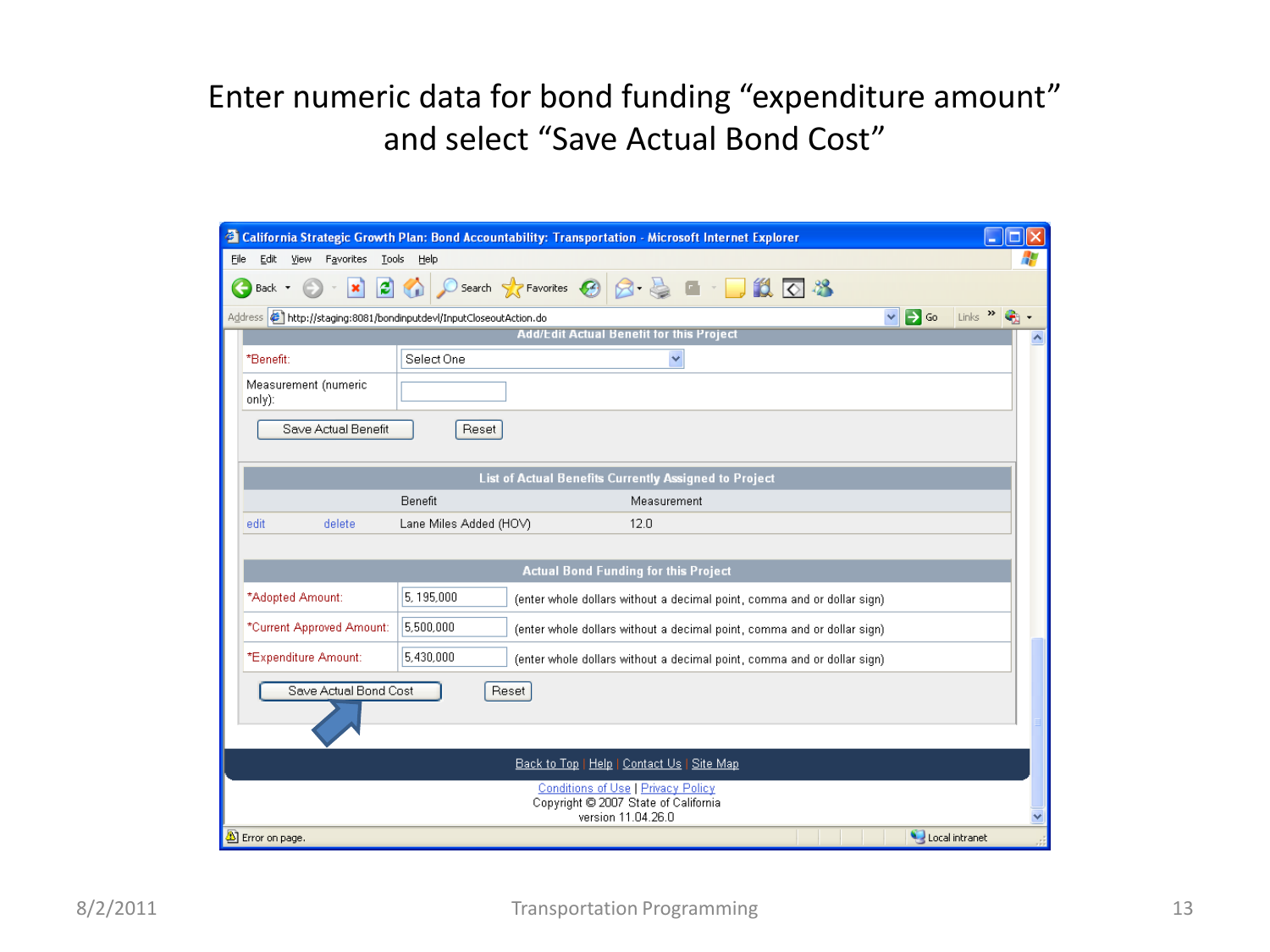# Enter numeric data for bond funding "expenditure amount" and select "Save Actual Bond Cost"

California Strategic Growth Plan: Bond Accountability: Transportation - Microsoft Internet Explorer

File Edit View Favorites Tools Help

Address http://staging:8081/bondinputdevl/InputCloseoutAction.do

**Add/Edit Actual Benefit for this Project**

| | |
|---|---|
| *Benefit: | Select One |
| Measurement (numeric only): | |

Save Actual Benefit | Reset

**List of Actual Benefits Currently Assigned to Project**

| | | Benefit | Measurement |
|---|---|---|---|
| edit | delete | Lane Miles Added (HOV) | 12.0 |

**Actual Bond Funding for this Project**

| | | |
|---|---|---|
| *Adopted Amount: | 5,195,000 | (enter whole dollars without a decimal point, comma and or dollar sign) |
| *Current Approved Amount: | 5,500,000 | (enter whole dollars without a decimal point, comma and or dollar sign) |
| *Expenditure Amount: | 5,430,000 | (enter whole dollars without a decimal point, comma and or dollar sign) |

Save Actual Bond Cost | Reset

Back to Top | Help | Contact Us | Site Map

Conditions of Use | Privacy Policy
Copyright © 2007 State of California
version 11.04.26.0

Error on page. Local intranet

8/2/2011 Transportation Programming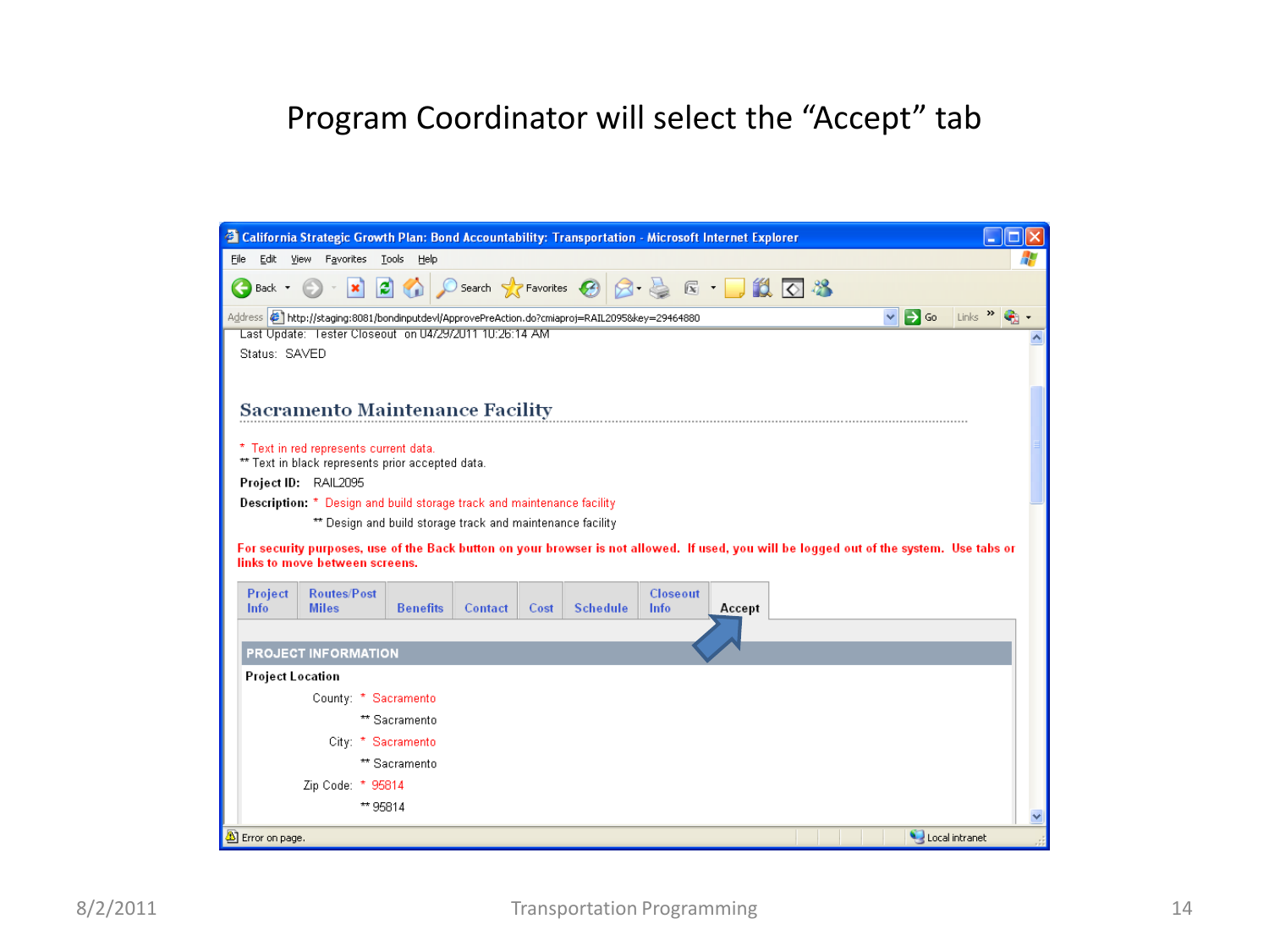# Program Coordinator will select the "Accept" tab

California Strategic Growth Plan: Bond Accountability: Transportation - Microsoft Internet Explorer

File Edit View Favorites Tools Help

Address http://staging:8081/bondinputdevl/ApprovePreAction.do?cmiaproj=RAIL2095&key=29464880

Last Update: Tester Closeout on 04/29/2011 10:26:14 AM

Status: SAVED

## Sacramento Maintenance Facility

\* Text in red represents current data.

** Text in black represents prior accepted data.

**Project ID:** RAIL2095

**Description:** * Design and build storage track and maintenance facility

** Design and build storage track and maintenance facility

**For security purposes, use of the Back button on your browser is not allowed. If used, you will be logged out of the system. Use tabs or links to move between screens.**

Project Info | Routes/Post Miles | Benefits | Contact | Cost | Schedule | Closeout Info | **Accept**

**PROJECT INFORMATION**

**Project Location**

County: * Sacramento

** Sacramento

City: * Sacramento

** Sacramento

Zip Code: * 95814

** 95814

Error on page. Local intranet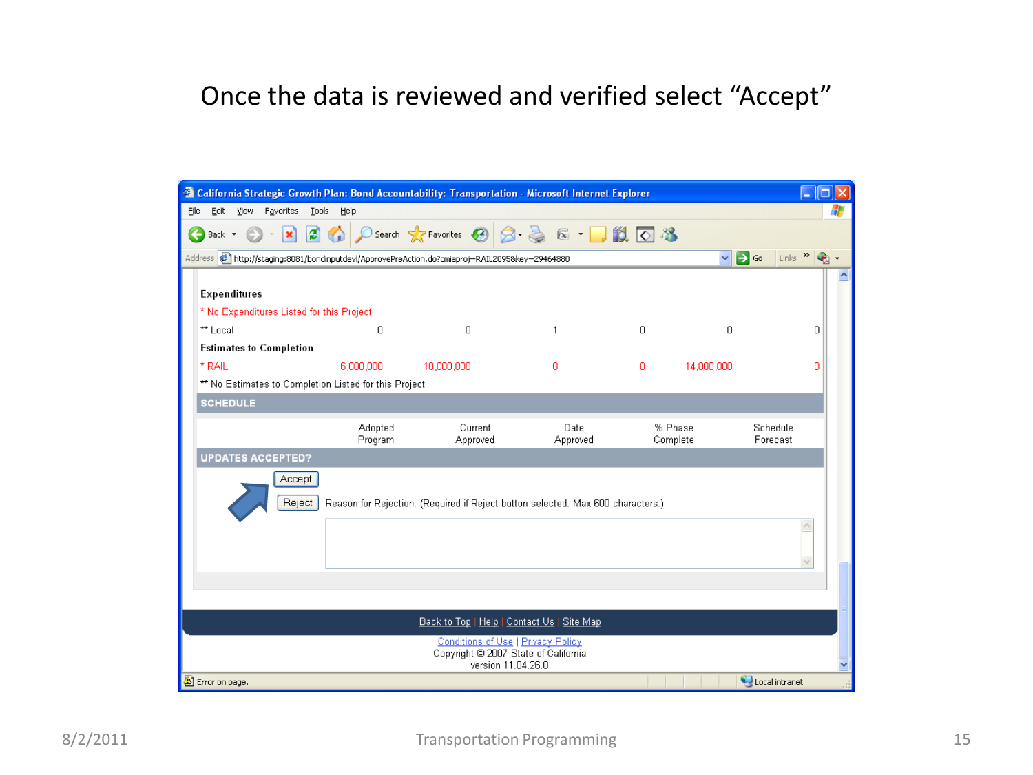# Once the data is reviewed and verified select "Accept"

California Strategic Growth Plan: Bond Accountability: Transportation - Microsoft Internet Explorer

File Edit View Favorites Tools Help

Address http://staging:8081/bondinputdevl/ApprovePreAction.do?cmiaproj=RAIL2095&key=29464880

**Expenditures**

* No Expenditures Listed for this Project

| | | | | | | |
|---|---|---|---|---|---|---|
| ** Local | 0 | 0 | 1 | 0 | 0 | 0 |

**Estimates to Completion**

| | | | | | | |
|---|---|---|---|---|---|---|
| * RAIL | 6,000,000 | 10,000,000 | 0 | 0 | 14,000,000 | 0 |

** No Estimates to Completion Listed for this Project

**SCHEDULE**

| | Adopted Program | Current Approved | Date Approved | % Phase Complete | Schedule Forecast |
|---|---|---|---|---|---|

**UPDATES ACCEPTED?**

Accept

Reject Reason for Rejection: (Required if Reject button selected. Max 600 characters.)

Back to Top | Help | Contact Us | Site Map

Conditions of Use | Privacy Policy

Copyright © 2007 State of California

version 11.04.26.0

Error on page. Local intranet